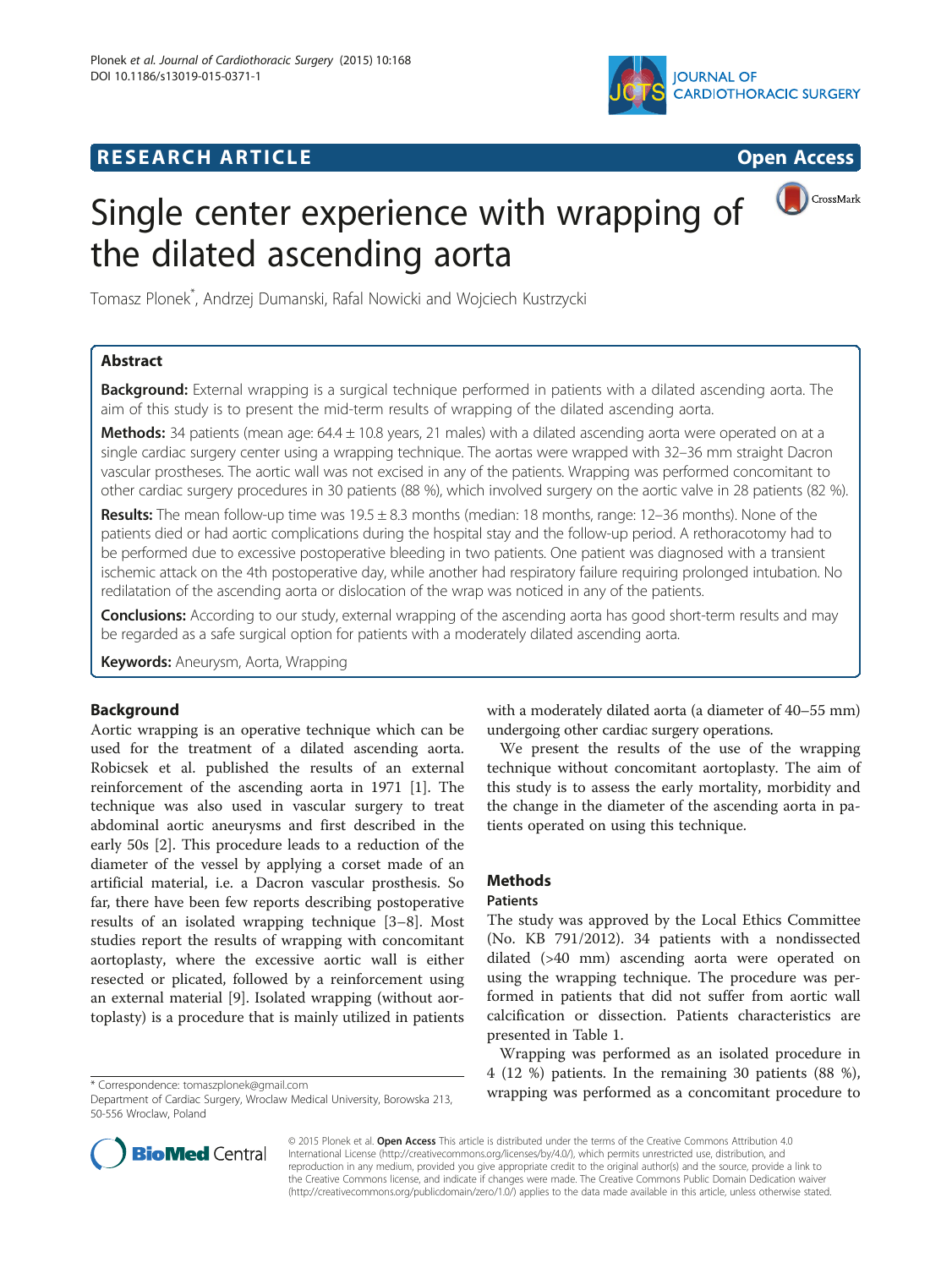# RESEARCH ARTICLE

# Single center experience with wrapping of the dilated ascending aorta

Tomasz Plonek*, Andrzej Dumanski, Rafal Nowicki and Wojciech Kustrzycki

## Abstract

**Background:** External wrapping is a surgical technique performed in patients with a dilated ascending aorta. The aim of this study is to present the mid-term results of wrapping of the dilated ascending aorta.

**Methods:** 34 patients (mean age: 64.4 ± 10.8 years, 21 males) with a dilated ascending aorta were operated on at a single cardiac surgery center using a wrapping technique. The aortas were wrapped with 32–36 mm straight Dacron vascular prostheses. The aortic wall was not excised in any of the patients. Wrapping was performed concomitant to other cardiac surgery procedures in 30 patients (88 %), which involved surgery on the aortic valve in 28 patients (82 %).

**Results:** The mean follow-up time was 19.5 ± 8.3 months (median: 18 months, range: 12–36 months). None of the patients died or had aortic complications during the hospital stay and the follow-up period. A rethoracotomy had to be performed due to excessive postoperative bleeding in two patients. One patient was diagnosed with a transient ischemic attack on the 4th postoperative day, while another had respiratory failure requiring prolonged intubation. No redilatation of the ascending aorta or dislocation of the wrap was noticed in any of the patients.

**Conclusions:** According to our study, external wrapping of the ascending aorta has good short-term results and may be regarded as a safe surgical option for patients with a moderately dilated ascending aorta.

**Keywords:** Aneurysm, Aorta, Wrapping

## Background

Aortic wrapping is an operative technique which can be used for the treatment of a dilated ascending aorta. Robicsek et al. published the results of an external reinforcement of the ascending aorta in 1971 [1]. The technique was also used in vascular surgery to treat abdominal aortic aneurysms and first described in the early 50s [2]. This procedure leads to a reduction of the diameter of the vessel by applying a corset made of an artificial material, i.e. a Dacron vascular prosthesis. So far, there have been few reports describing postoperative results of an isolated wrapping technique [3–8]. Most studies report the results of wrapping with concomitant aortoplasty, where the excessive aortic wall is either resected or plicated, followed by a reinforcement using an external material [9]. Isolated wrapping (without aortoplasty) is a procedure that is mainly utilized in patients with a moderately dilated aorta (a diameter of 40–55 mm) undergoing other cardiac surgery operations.

We present the results of the use of the wrapping technique without concomitant aortoplasty. The aim of this study is to assess the early mortality, morbidity and the change in the diameter of the ascending aorta in patients operated on using this technique.

## Methods

### Patients

The study was approved by the Local Ethics Committee (No. KB 791/2012). 34 patients with a nondissected dilated (>40 mm) ascending aorta were operated on using the wrapping technique. The procedure was performed in patients that did not suffer from aortic wall calcification or dissection. Patients characteristics are presented in Table 1.

Wrapping was performed as an isolated procedure in 4 (12 %) patients. In the remaining 30 patients (88 %), wrapping was performed as a concomitant procedure to

\* Correspondence: tomaszplonek@gmail.com
Department of Cardiac Surgery, Wroclaw Medical University, Borowska 213, 50-556 Wroclaw, Poland

© 2015 Plonek et al. **Open Access** This article is distributed under the terms of the Creative Commons Attribution 4.0 International License (http://creativecommons.org/licenses/by/4.0/), which permits unrestricted use, distribution, and reproduction in any medium, provided you give appropriate credit to the original author(s) and the source, provide a link to the Creative Commons license, and indicate if changes were made. The Creative Commons Public Domain Dedication waiver (http://creativecommons.org/publicdomain/zero/1.0/) applies to the data made available in this article, unless otherwise stated.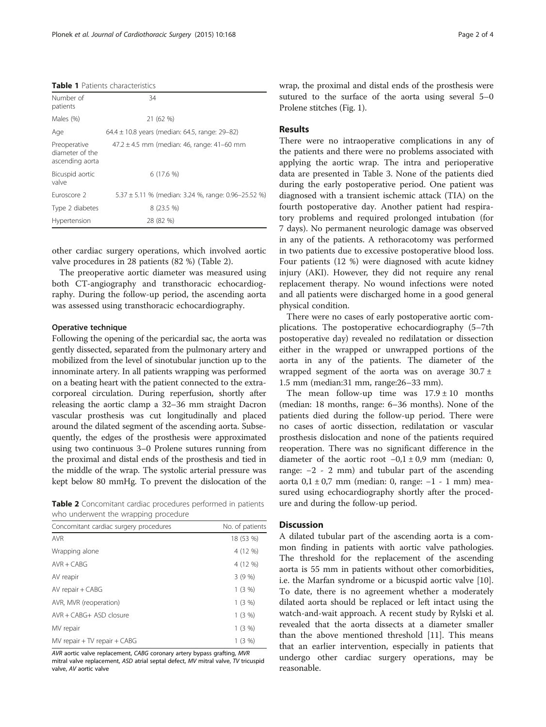**Table 1** Patients characteristics

| | |
|---|---|
| Number of patients | 34 |
| Males (%) | 21 (62 %) |
| Age | 64.4 ± 10.8 years (median: 64.5, range: 29–82) |
| Preoperative diameter of the ascending aorta | 47.2 ± 4.5 mm (median: 46, range: 41–60 mm |
| Bicuspid aortic valve | 6 (17.6 %) |
| Euroscore 2 | 5.37 ± 5.11 % (median: 3.24 %, range: 0.96–25.52 %) |
| Type 2 diabetes | 8 (23.5 %) |
| Hypertension | 28 (82 %) |

other cardiac surgery operations, which involved aortic valve procedures in 28 patients (82 %) (Table 2).

The preoperative aortic diameter was measured using both CT-angiography and transthoracic echocardiography. During the follow-up period, the ascending aorta was assessed using transthoracic echocardiography.

### Operative technique

Following the opening of the pericardial sac, the aorta was gently dissected, separated from the pulmonary artery and mobilized from the level of sinotubular junction up to the innominate artery. In all patients wrapping was performed on a beating heart with the patient connected to the extracorporeal circulation. During reperfusion, shortly after releasing the aortic clamp a 32–36 mm straight Dacron vascular prosthesis was cut longitudinally and placed around the dilated segment of the ascending aorta. Subsequently, the edges of the prosthesis were approximated using two continuous 3–0 Prolene sutures running from the proximal and distal ends of the prosthesis and tied in the middle of the wrap. The systolic arterial pressure was kept below 80 mmHg. To prevent the dislocation of the wrap, the proximal and distal ends of the prosthesis were sutured to the surface of the aorta using several 5–0 Prolene stitches (Fig. 1).

**Table 2** Concomitant cardiac procedures performed in patients who underwent the wrapping procedure

| Concomitant cardiac surgery procedures | No. of patients |
|---|---|
| AVR | 18 (53 %) |
| Wrapping alone | 4 (12 %) |
| AVR + CABG | 4 (12 %) |
| AV reapir | 3 (9 %) |
| AV repair + CABG | 1 (3 %) |
| AVR, MVR (reoperation) | 1 (3 %) |
| AVR + CABG+ ASD closure | 1 (3 %) |
| MV repair | 1 (3 %) |
| MV repair + TV repair + CABG | 1 (3 %) |

*AVR* aortic valve replacement, *CABG* coronary artery bypass grafting, *MVR* mitral valve replacement, *ASD* atrial septal defect, *MV* mitral valve, *TV* tricuspid valve, *AV* aortic valve

## Results

There were no intraoperative complications in any of the patients and there were no problems associated with applying the aortic wrap. The intra and perioperative data are presented in Table 3. None of the patients died during the early postoperative period. One patient was diagnosed with a transient ischemic attack (TIA) on the fourth postoperative day. Another patient had respiratory problems and required prolonged intubation (for 7 days). No permanent neurologic damage was observed in any of the patients. A rethoracotomy was performed in two patients due to excessive postoperative blood loss. Four patients (12 %) were diagnosed with acute kidney injury (AKI). However, they did not require any renal replacement therapy. No wound infections were noted and all patients were discharged home in a good general physical condition.

There were no cases of early postoperative aortic complications. The postoperative echocardiography (5–7th postoperative day) revealed no redilatation or dissection either in the wrapped or unwrapped portions of the aorta in any of the patients. The diameter of the wrapped segment of the aorta was on average 30.7 ± 1.5 mm (median:31 mm, range:26–33 mm).

The mean follow-up time was 17.9 ± 10 months (median: 18 months, range: 6–36 months). None of the patients died during the follow-up period. There were no cases of aortic dissection, redilatation or vascular prosthesis dislocation and none of the patients required reoperation. There was no significant difference in the diameter of the aortic root −0,1 ± 0,9 mm (median: 0, range: −2 - 2 mm) and tubular part of the ascending aorta 0,1 ± 0,7 mm (median: 0, range: −1 - 1 mm) measured using echocardiography shortly after the procedure and during the follow-up period.

## Discussion

A dilated tubular part of the ascending aorta is a common finding in patients with aortic valve pathologies. The threshold for the replacement of the ascending aorta is 55 mm in patients without other comorbidities, i.e. the Marfan syndrome or a bicuspid aortic valve [10]. To date, there is no agreement whether a moderately dilated aorta should be replaced or left intact using the watch-and-wait approach. A recent study by Rylski et al. revealed that the aorta dissects at a diameter smaller than the above mentioned threshold [11]. This means that an earlier intervention, especially in patients that undergo other cardiac surgery operations, may be reasonable.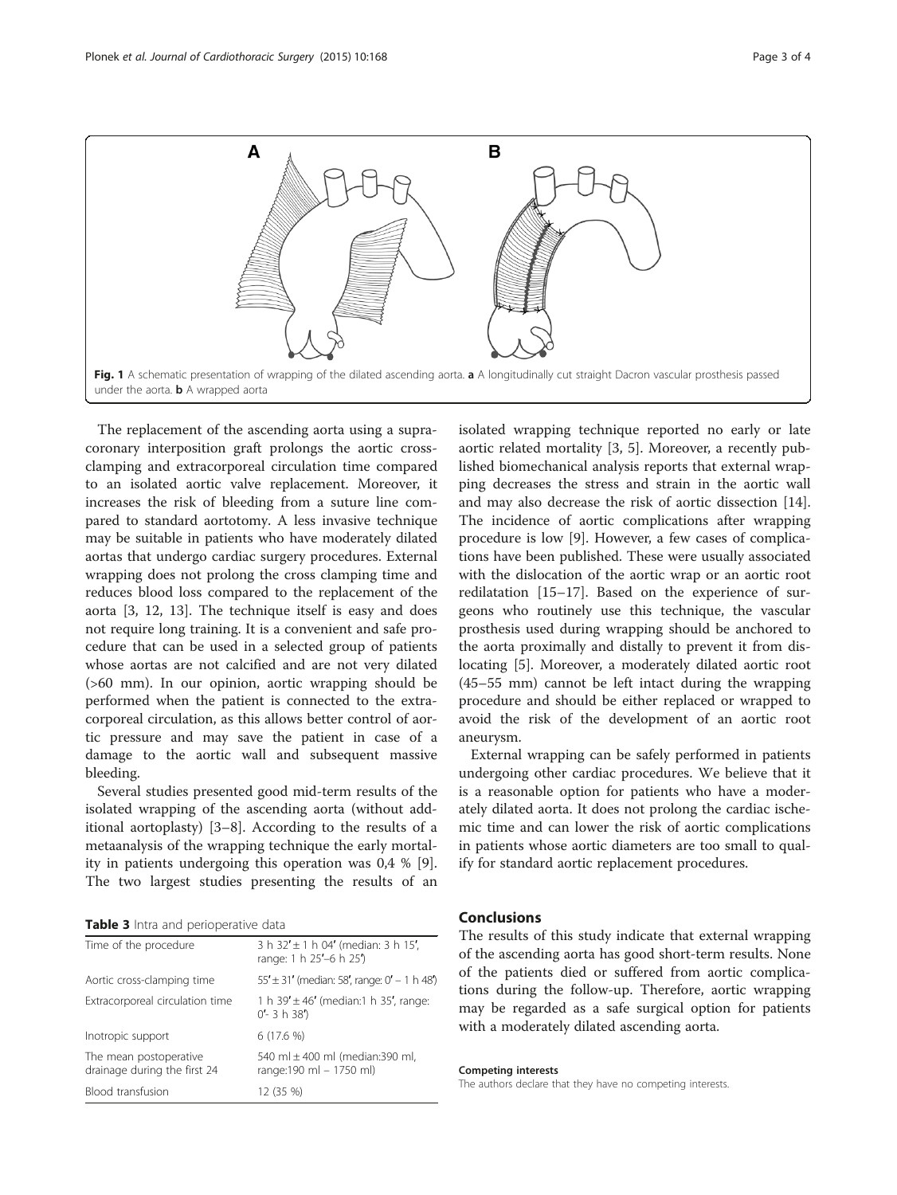Fig. 1 A schematic presentation of wrapping of the dilated ascending aorta. **a** A longitudinally cut straight Dacron vascular prosthesis passed under the aorta. **b** A wrapped aorta

The replacement of the ascending aorta using a supracoronary interposition graft prolongs the aortic cross-clamping and extracorporeal circulation time compared to an isolated aortic valve replacement. Moreover, it increases the risk of bleeding from a suture line compared to standard aortotomy. A less invasive technique may be suitable in patients who have moderately dilated aortas that undergo cardiac surgery procedures. External wrapping does not prolong the cross clamping time and reduces blood loss compared to the replacement of the aorta [3, 12, 13]. The technique itself is easy and does not require long training. It is a convenient and safe procedure that can be used in a selected group of patients whose aortas are not calcified and are not very dilated (>60 mm). In our opinion, aortic wrapping should be performed when the patient is connected to the extracorporeal circulation, as this allows better control of aortic pressure and may save the patient in case of a damage to the aortic wall and subsequent massive bleeding.

Several studies presented good mid-term results of the isolated wrapping of the ascending aorta (without additional aortoplasty) [3–8]. According to the results of a metaanalysis of the wrapping technique the early mortality in patients undergoing this operation was 0,4 % [9]. The two largest studies presenting the results of an isolated wrapping technique reported no early or late aortic related mortality [3, 5]. Moreover, a recently published biomechanical analysis reports that external wrapping decreases the stress and strain in the aortic wall and may also decrease the risk of aortic dissection [14]. The incidence of aortic complications after wrapping procedure is low [9]. However, a few cases of complications have been published. These were usually associated with the dislocation of the aortic wrap or an aortic root redilatation [15–17]. Based on the experience of surgeons who routinely use this technique, the vascular prosthesis used during wrapping should be anchored to the aorta proximally and distally to prevent it from dislocating [5]. Moreover, a moderately dilated aortic root (45–55 mm) cannot be left intact during the wrapping procedure and should be either replaced or wrapped to avoid the risk of the development of an aortic root aneurysm.

External wrapping can be safely performed in patients undergoing other cardiac procedures. We believe that it is a reasonable option for patients who have a moderately dilated aorta. It does not prolong the cardiac ischemic time and can lower the risk of aortic complications in patients whose aortic diameters are too small to qualify for standard aortic replacement procedures.

**Table 3** Intra and perioperative data

| | |
|---|---|
| Time of the procedure | 3 h 32′ ± 1 h 04′ (median: 3 h 15′, range: 1 h 25′–6 h 25′) |
| Aortic cross-clamping time | 55′ ± 31′ (median: 58′, range: 0′ – 1 h 48′) |
| Extracorporeal circulation time | 1 h 39′ ± 46′ (median:1 h 35′, range: 0′- 3 h 38′) |
| Inotropic support | 6 (17.6 %) |
| The mean postoperative drainage during the first 24 | 540 ml ± 400 ml (median:390 ml, range:190 ml – 1750 ml) |
| Blood transfusion | 12 (35 %) |

## Conclusions

The results of this study indicate that external wrapping of the ascending aorta has good short-term results. None of the patients died or suffered from aortic complications during the follow-up. Therefore, aortic wrapping may be regarded as a safe surgical option for patients with a moderately dilated ascending aorta.

#### Competing interests

The authors declare that they have no competing interests.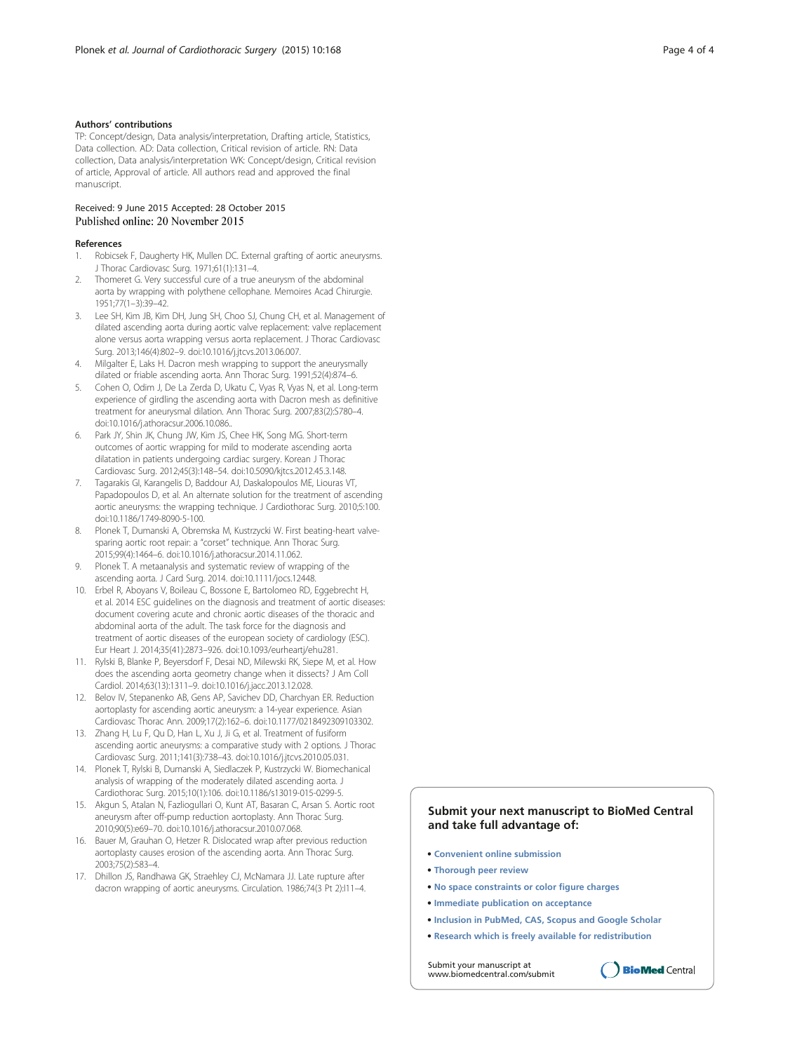### Authors' contributions

TP: Concept/design, Data analysis/interpretation, Drafting article, Statistics, Data collection. AD: Data collection, Critical revision of article. RN: Data collection, Data analysis/interpretation WK: Concept/design, Critical revision of article, Approval of article. All authors read and approved the final manuscript.

Received: 9 June 2015 Accepted: 28 October 2015
Published online: 20 November 2015

### References

1. Robicsek F, Daugherty HK, Mullen DC. External grafting of aortic aneurysms. J Thorac Cardiovasc Surg. 1971;61(1):131–4.
2. Thomeret G. Very successful cure of a true aneurysm of the abdominal aorta by wrapping with polythene cellophane. Memoires Acad Chirurgie. 1951;77(1–3):39–42.
3. Lee SH, Kim JB, Kim DH, Jung SH, Choo SJ, Chung CH, et al. Management of dilated ascending aorta during aortic valve replacement: valve replacement alone versus aorta wrapping versus aorta replacement. J Thorac Cardiovasc Surg. 2013;146(4):802–9. doi:10.1016/j.jtcvs.2013.06.007.
4. Milgalter E, Laks H. Dacron mesh wrapping to support the aneurysmally dilated or friable ascending aorta. Ann Thorac Surg. 1991;52(4):874–6.
5. Cohen O, Odim J, De La Zerda D, Ukatu C, Vyas R, Vyas N, et al. Long-term experience of girdling the ascending aorta with Dacron mesh as definitive treatment for aneurysmal dilation. Ann Thorac Surg. 2007;83(2):S780–4. doi:10.1016/j.athoracsur.2006.10.086..
6. Park JY, Shin JK, Chung JW, Kim JS, Chee HK, Song MG. Short-term outcomes of aortic wrapping for mild to moderate ascending aorta dilatation in patients undergoing cardiac surgery. Korean J Thorac Cardiovasc Surg. 2012;45(3):148–54. doi:10.5090/kjtcs.2012.45.3.148.
7. Tagarakis GI, Karangelis D, Baddour AJ, Daskalopoulos ME, Liouras VT, Papadopoulos D, et al. An alternate solution for the treatment of ascending aortic aneurysms: the wrapping technique. J Cardiothorac Surg. 2010;5:100. doi:10.1186/1749-8090-5-100.
8. Plonek T, Dumanski A, Obremska M, Kustrzycki W. First beating-heart valve-sparing aortic root repair: a "corset" technique. Ann Thorac Surg. 2015;99(4):1464–6. doi:10.1016/j.athoracsur.2014.11.062.
9. Plonek T. A metaanalysis and systematic review of wrapping of the ascending aorta. J Card Surg. 2014. doi:10.1111/jocs.12448.
10. Erbel R, Aboyans V, Boileau C, Bossone E, Bartolomeo RD, Eggebrecht H, et al. 2014 ESC guidelines on the diagnosis and treatment of aortic diseases: document covering acute and chronic aortic diseases of the thoracic and abdominal aorta of the adult. The task force for the diagnosis and treatment of aortic diseases of the european society of cardiology (ESC). Eur Heart J. 2014;35(41):2873–926. doi:10.1093/eurheartj/ehu281.
11. Rylski B, Blanke P, Beyersdorf F, Desai ND, Milewski RK, Siepe M, et al. How does the ascending aorta geometry change when it dissects? J Am Coll Cardiol. 2014;63(13):1311–9. doi:10.1016/j.jacc.2013.12.028.
12. Belov IV, Stepanenko AB, Gens AP, Savichev DD, Charchyan ER. Reduction aortoplasty for ascending aortic aneurysm: a 14-year experience. Asian Cardiovasc Thorac Ann. 2009;17(2):162–6. doi:10.1177/0218492309103302.
13. Zhang H, Lu F, Qu D, Han L, Xu J, Ji G, et al. Treatment of fusiform ascending aortic aneurysms: a comparative study with 2 options. J Thorac Cardiovasc Surg. 2011;141(3):738–43. doi:10.1016/j.jtcvs.2010.05.031.
14. Plonek T, Rylski B, Dumanski A, Siedlaczek P, Kustrzycki W. Biomechanical analysis of wrapping of the moderately dilated ascending aorta. J Cardiothorac Surg. 2015;10(1):106. doi:10.1186/s13019-015-0299-5.
15. Akgun S, Atalan N, Fazliogullari O, Kunt AT, Basaran C, Arsan S. Aortic root aneurysm after off-pump reduction aortoplasty. Ann Thorac Surg. 2010;90(5):e69–70. doi:10.1016/j.athoracsur.2010.07.068.
16. Bauer M, Grauhan O, Hetzer R. Dislocated wrap after previous reduction aortoplasty causes erosion of the ascending aorta. Ann Thorac Surg. 2003;75(2):583–4.
17. Dhillon JS, Randhawa GK, Straehley CJ, McNamara JJ. Late rupture after dacron wrapping of aortic aneurysms. Circulation. 1986;74(3 Pt 2):I11–4.

**Submit your next manuscript to BioMed Central and take full advantage of:**

- Convenient online submission
- Thorough peer review
- No space constraints or color figure charges
- Immediate publication on acceptance
- Inclusion in PubMed, CAS, Scopus and Google Scholar
- Research which is freely available for redistribution

Submit your manuscript at
www.biomedcentral.com/submit

BioMed Central